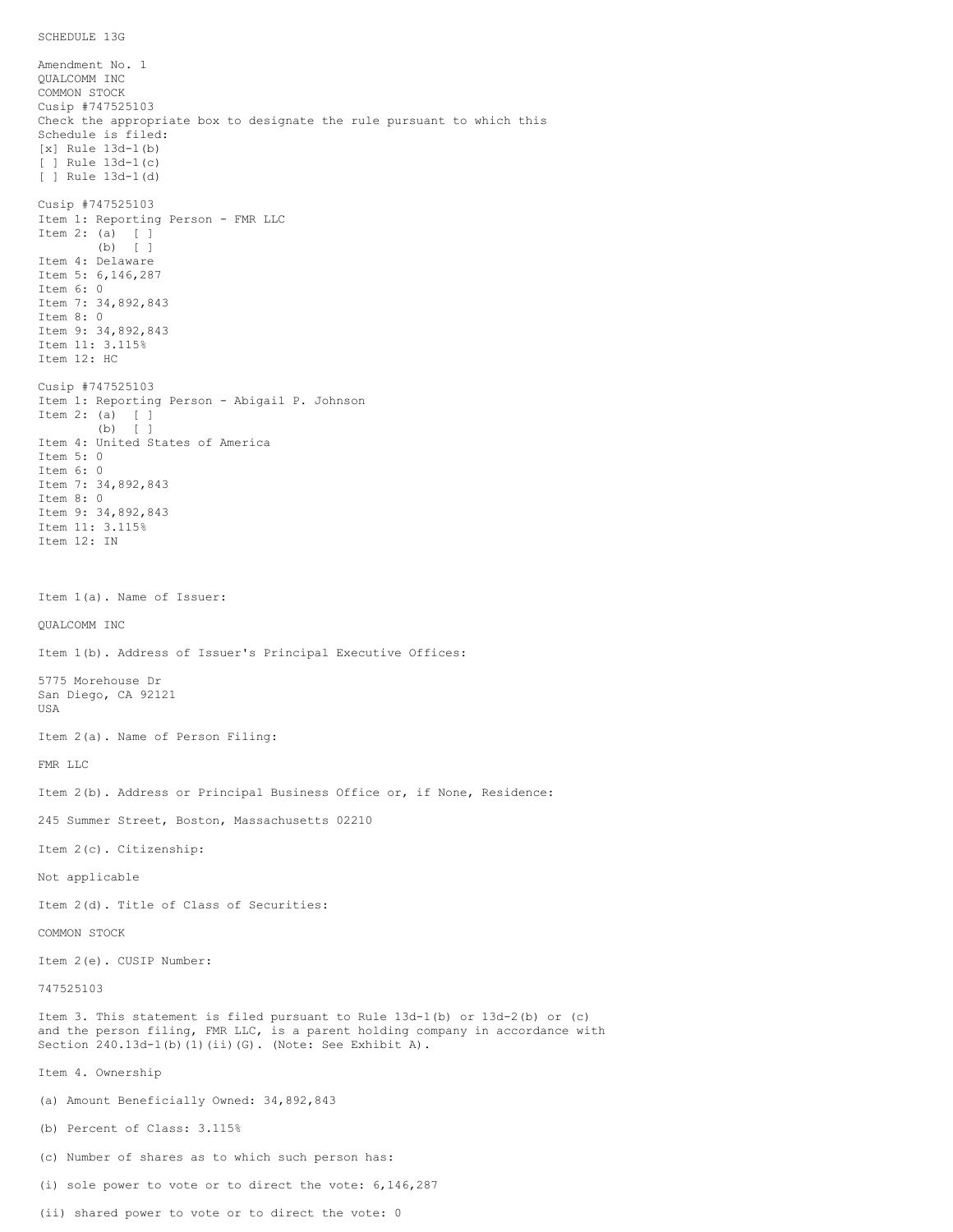SCHEDULE 13G

Amendment No. 1
QUALCOMM INC
COMMON STOCK
Cusip #747525103
Check the appropriate box to designate the rule pursuant to which this Schedule is filed:
[x] Rule 13d-1(b)
[ ] Rule 13d-1(c)
[ ] Rule 13d-1(d)

Cusip #747525103
Item 1: Reporting Person - FMR LLC
Item 2: (a) [ ]
(b) [ ]
Item 4: Delaware
Item 5: 6,146,287
Item 6: 0
Item 7: 34,892,843
Item 8: 0
Item 9: 34,892,843
Item 11: 3.115%
Item 12: HC

Cusip #747525103
Item 1: Reporting Person - Abigail P. Johnson
Item 2: (a) [ ]
(b) [ ]
Item 4: United States of America
Item 5: 0
Item 6: 0
Item 7: 34,892,843
Item 8: 0
Item 9: 34,892,843
Item 11: 3.115%
Item 12: IN

Item 1(a). Name of Issuer:

QUALCOMM INC

Item 1(b). Address of Issuer's Principal Executive Offices:

5775 Morehouse Dr
San Diego, CA 92121
USA

Item 2(a). Name of Person Filing:

FMR LLC

Item 2(b). Address or Principal Business Office or, if None, Residence:

245 Summer Street, Boston, Massachusetts 02210

Item 2(c). Citizenship:

Not applicable

Item 2(d). Title of Class of Securities:

COMMON STOCK

Item 2(e). CUSIP Number:

747525103

Item 3. This statement is filed pursuant to Rule 13d-1(b) or 13d-2(b) or (c) and the person filing, FMR LLC, is a parent holding company in accordance with Section 240.13d-1(b)(1)(ii)(G). (Note: See Exhibit A).

Item 4. Ownership

(a) Amount Beneficially Owned: 34,892,843

(b) Percent of Class: 3.115%

(c) Number of shares as to which such person has:

(i) sole power to vote or to direct the vote: 6,146,287

(ii) shared power to vote or to direct the vote: 0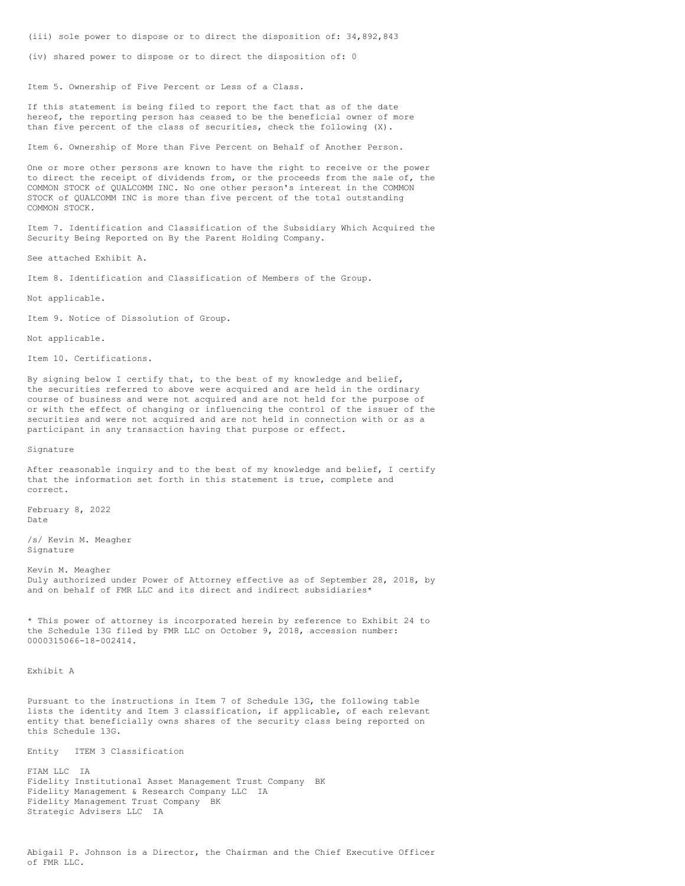(iii) sole power to dispose or to direct the disposition of: 34,892,843

(iv) shared power to dispose or to direct the disposition of: 0

Item 5. Ownership of Five Percent or Less of a Class.

If this statement is being filed to report the fact that as of the date hereof, the reporting person has ceased to be the beneficial owner of more than five percent of the class of securities, check the following (X).

Item 6. Ownership of More than Five Percent on Behalf of Another Person.

One or more other persons are known to have the right to receive or the power to direct the receipt of dividends from, or the proceeds from the sale of, the COMMON STOCK of QUALCOMM INC. No one other person's interest in the COMMON STOCK of QUALCOMM INC is more than five percent of the total outstanding COMMON STOCK.

Item 7. Identification and Classification of the Subsidiary Which Acquired the Security Being Reported on By the Parent Holding Company.

See attached Exhibit A.

Item 8. Identification and Classification of Members of the Group.

Not applicable.

Item 9. Notice of Dissolution of Group.

Not applicable.

Item 10. Certifications.

By signing below I certify that, to the best of my knowledge and belief, the securities referred to above were acquired and are held in the ordinary course of business and were not acquired and are not held for the purpose of or with the effect of changing or influencing the control of the issuer of the securities and were not acquired and are not held in connection with or as a participant in any transaction having that purpose or effect.

Signature

After reasonable inquiry and to the best of my knowledge and belief, I certify that the information set forth in this statement is true, complete and correct.

February 8, 2022
Date

/s/ Kevin M. Meagher
Signature

Kevin M. Meagher
Duly authorized under Power of Attorney effective as of September 28, 2018, by and on behalf of FMR LLC and its direct and indirect subsidiaries*

* This power of attorney is incorporated herein by reference to Exhibit 24 to the Schedule 13G filed by FMR LLC on October 9, 2018, accession number: 0000315066-18-002414.

Exhibit A

Pursuant to the instructions in Item 7 of Schedule 13G, the following table lists the identity and Item 3 classification, if applicable, of each relevant entity that beneficially owns shares of the security class being reported on this Schedule 13G.

| Entity | ITEM 3 Classification |
|---|---|
| FIAM LLC | IA |
| Fidelity Institutional Asset Management Trust Company | BK |
| Fidelity Management & Research Company LLC | IA |
| Fidelity Management Trust Company | BK |
| Strategic Advisers LLC | IA |

Abigail P. Johnson is a Director, the Chairman and the Chief Executive Officer of FMR LLC.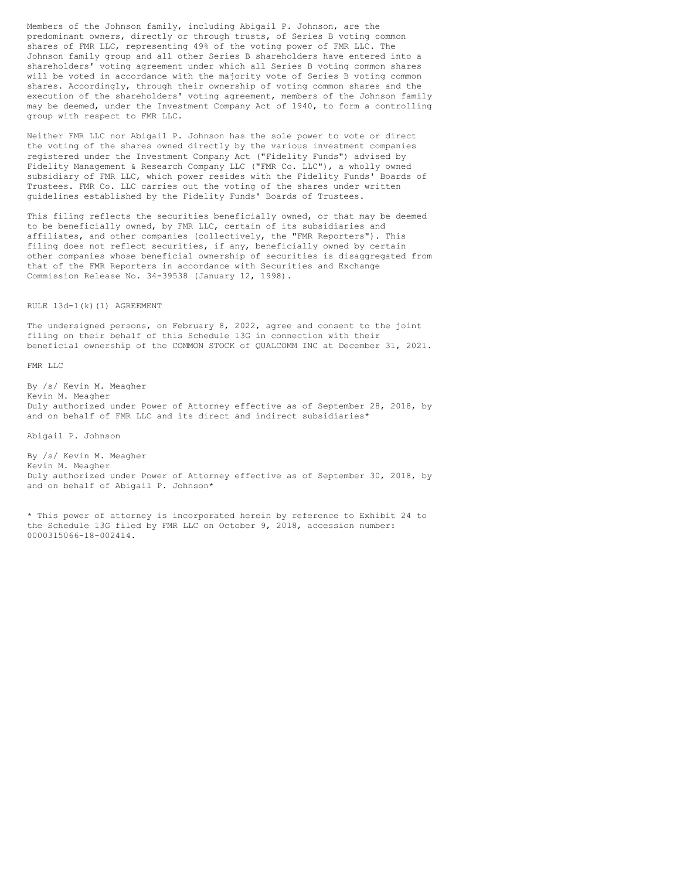Members of the Johnson family, including Abigail P. Johnson, are the predominant owners, directly or through trusts, of Series B voting common shares of FMR LLC, representing 49% of the voting power of FMR LLC. The Johnson family group and all other Series B shareholders have entered into a shareholders' voting agreement under which all Series B voting common shares will be voted in accordance with the majority vote of Series B voting common shares. Accordingly, through their ownership of voting common shares and the execution of the shareholders' voting agreement, members of the Johnson family may be deemed, under the Investment Company Act of 1940, to form a controlling group with respect to FMR LLC.

Neither FMR LLC nor Abigail P. Johnson has the sole power to vote or direct the voting of the shares owned directly by the various investment companies registered under the Investment Company Act ("Fidelity Funds") advised by Fidelity Management & Research Company LLC ("FMR Co. LLC"), a wholly owned subsidiary of FMR LLC, which power resides with the Fidelity Funds' Boards of Trustees. FMR Co. LLC carries out the voting of the shares under written guidelines established by the Fidelity Funds' Boards of Trustees.

This filing reflects the securities beneficially owned, or that may be deemed to be beneficially owned, by FMR LLC, certain of its subsidiaries and affiliates, and other companies (collectively, the "FMR Reporters"). This filing does not reflect securities, if any, beneficially owned by certain other companies whose beneficial ownership of securities is disaggregated from that of the FMR Reporters in accordance with Securities and Exchange Commission Release No. 34-39538 (January 12, 1998).

RULE 13d-1(k)(1) AGREEMENT

The undersigned persons, on February 8, 2022, agree and consent to the joint filing on their behalf of this Schedule 13G in connection with their beneficial ownership of the COMMON STOCK of QUALCOMM INC at December 31, 2021.

FMR LLC

By /s/ Kevin M. Meagher
Kevin M. Meagher
Duly authorized under Power of Attorney effective as of September 28, 2018, by and on behalf of FMR LLC and its direct and indirect subsidiaries*

Abigail P. Johnson

By /s/ Kevin M. Meagher
Kevin M. Meagher
Duly authorized under Power of Attorney effective as of September 30, 2018, by and on behalf of Abigail P. Johnson*

* This power of attorney is incorporated herein by reference to Exhibit 24 to the Schedule 13G filed by FMR LLC on October 9, 2018, accession number: 0000315066-18-002414.